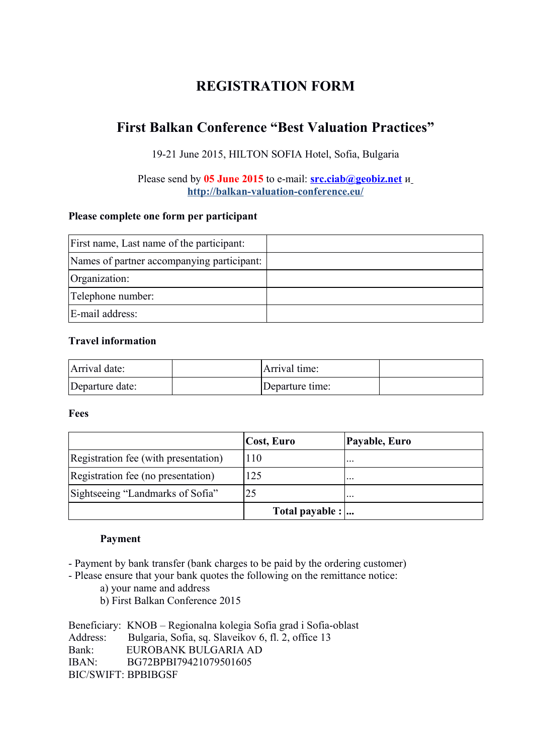# REGISTRATION FORM

## First Balkan Conference "Best Valuation Practices"

19-21 June 2015, HILTON SOFIA Hotel, Sofia, Bulgaria

Please send by **05 June 2015** to e-mail: **src.ciab@geobiz.net** и **http://balkan-valuation-conference.eu/**

**Please complete one form per participant**

| First name, Last name of the participant: | |
|---|---|
| Names of partner accompanying participant: | |
| Organization: | |
| Telephone number: | |
| E-mail address: | |

**Travel information**

| Arrival date: | | Arrival time: | |
|---|---|---|---|
| Departure date: | | Departure time: | |

**Fees**

| | Cost, Euro | Payable, Euro |
|---|---|---|
| Registration fee (with presentation) | 110 | ... |
| Registration fee (no presentation) | 125 | ... |
| Sightseeing "Landmarks of Sofia" | 25 | ... |
| | **Total payable :** | **...** |

**Payment**

- Payment by bank transfer (bank charges to be paid by the ordering customer)
- Please ensure that your bank quotes the following on the remittance notice:
  - a) your name and address
  - b) First Balkan Conference 2015

Beneficiary: KNOB – Regionalna kolegia Sofia grad i Sofia-oblast
Address: Bulgaria, Sofia, sq. Slaveikov 6, fl. 2, office 13
Bank: EUROBANK BULGARIA AD
IBAN: BG72BPBI79421079501605
BIC/SWIFT: BPBIBGSF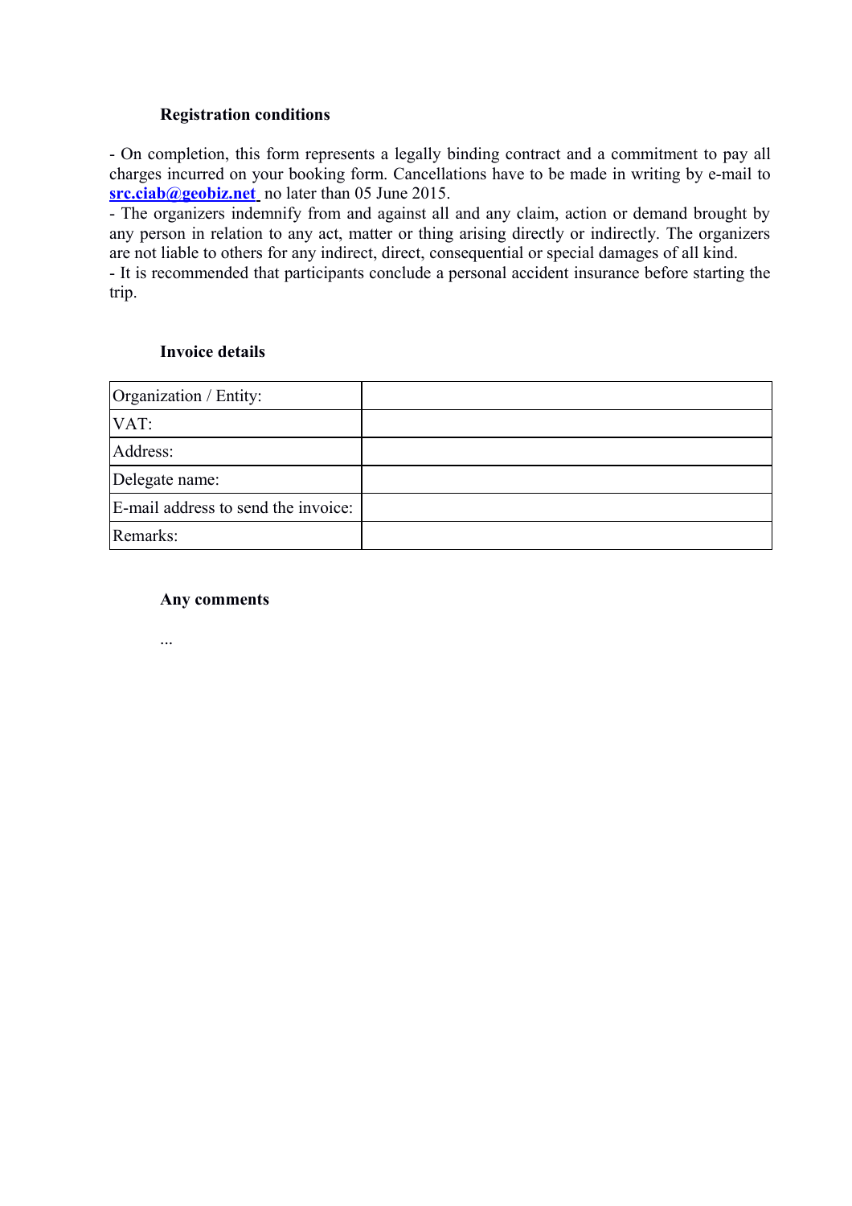### Registration conditions

- On completion, this form represents a legally binding contract and a commitment to pay all charges incurred on your booking form. Cancellations have to be made in writing by e-mail to **src.ciab@geobiz.net** no later than 05 June 2015.
- The organizers indemnify from and against all and any claim, action or demand brought by any person in relation to any act, matter or thing arising directly or indirectly. The organizers are not liable to others for any indirect, direct, consequential or special damages of all kind.
- It is recommended that participants conclude a personal accident insurance before starting the trip.

### Invoice details

| | |
|---|---|
| Organization / Entity: | |
| VAT: | |
| Address: | |
| Delegate name: | |
| E-mail address to send the invoice: | |
| Remarks: | |

### Any comments

...